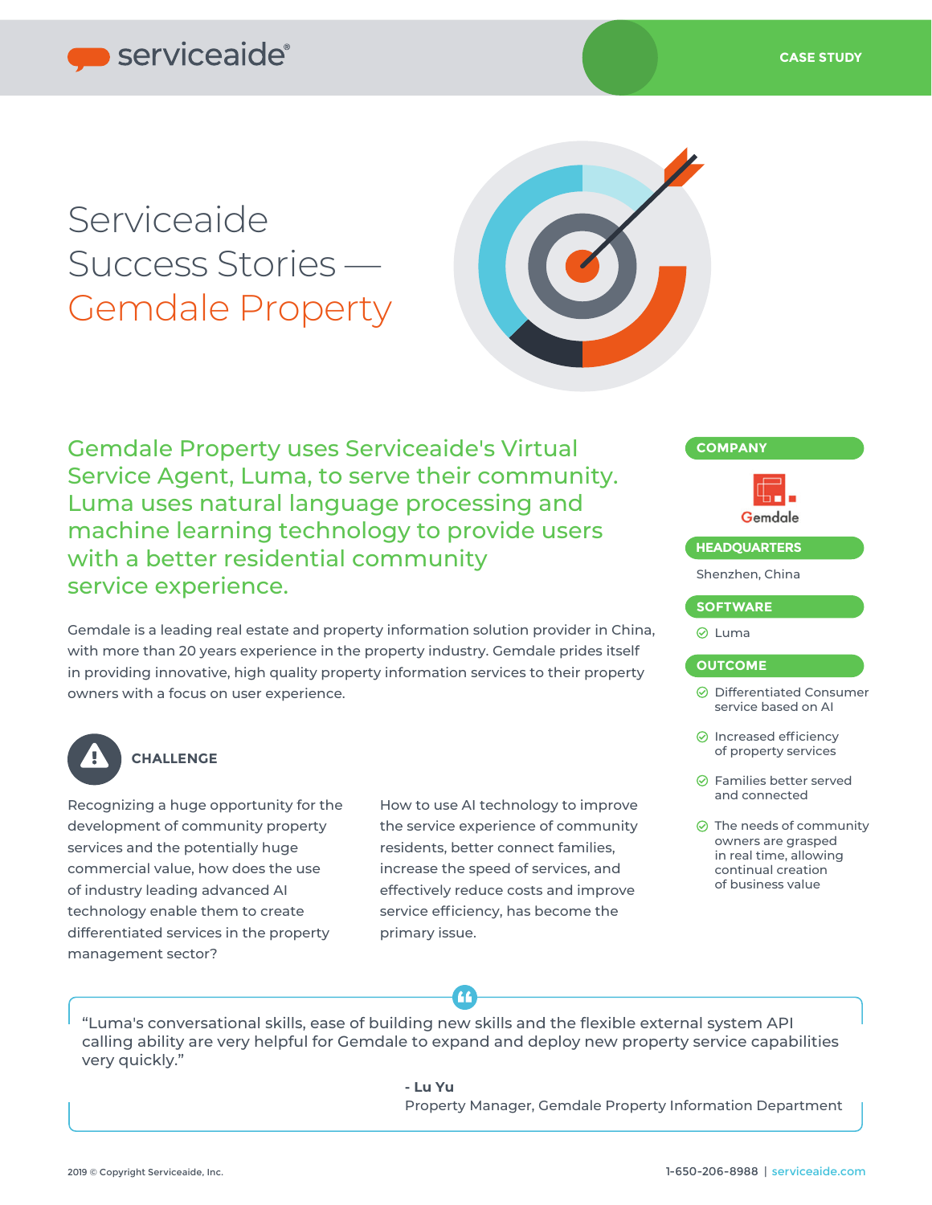serviceaide®

CASE STUDY

# Serviceaide Success Stories — Gemdale Property

## Gemdale Property uses Serviceaide's Virtual Service Agent, Luma, to serve their community. Luma uses natural language processing and machine learning technology to provide users with a better residential community service experience.

Gemdale is a leading real estate and property information solution provider in China, with more than 20 years experience in the property industry. Gemdale prides itself in providing innovative, high quality property information services to their property owners with a focus on user experience.

### CHALLENGE

Recognizing a huge opportunity for the development of community property services and the potentially huge commercial value, how does the use of industry leading advanced AI technology enable them to create differentiated services in the property management sector?

How to use AI technology to improve the service experience of community residents, better connect families, increase the speed of services, and effectively reduce costs and improve service efficiency, has become the primary issue.

**COMPANY**

Gemdale

**HEADQUARTERS**

Shenzhen, China

**SOFTWARE**

- Luma

**OUTCOME**

- Differentiated Consumer service based on AI
- Increased efficiency of property services
- Families better served and connected
- The needs of community owners are grasped in real time, allowing continual creation of business value

> "Luma's conversational skills, ease of building new skills and the flexible external system API calling ability are very helpful for Gemdale to expand and deploy new property service capabilities very quickly."
>
> **- Lu Yu**
> Property Manager, Gemdale Property Information Department

2019 © Copyright Serviceaide, Inc.

1-650-206-8988 | serviceaide.com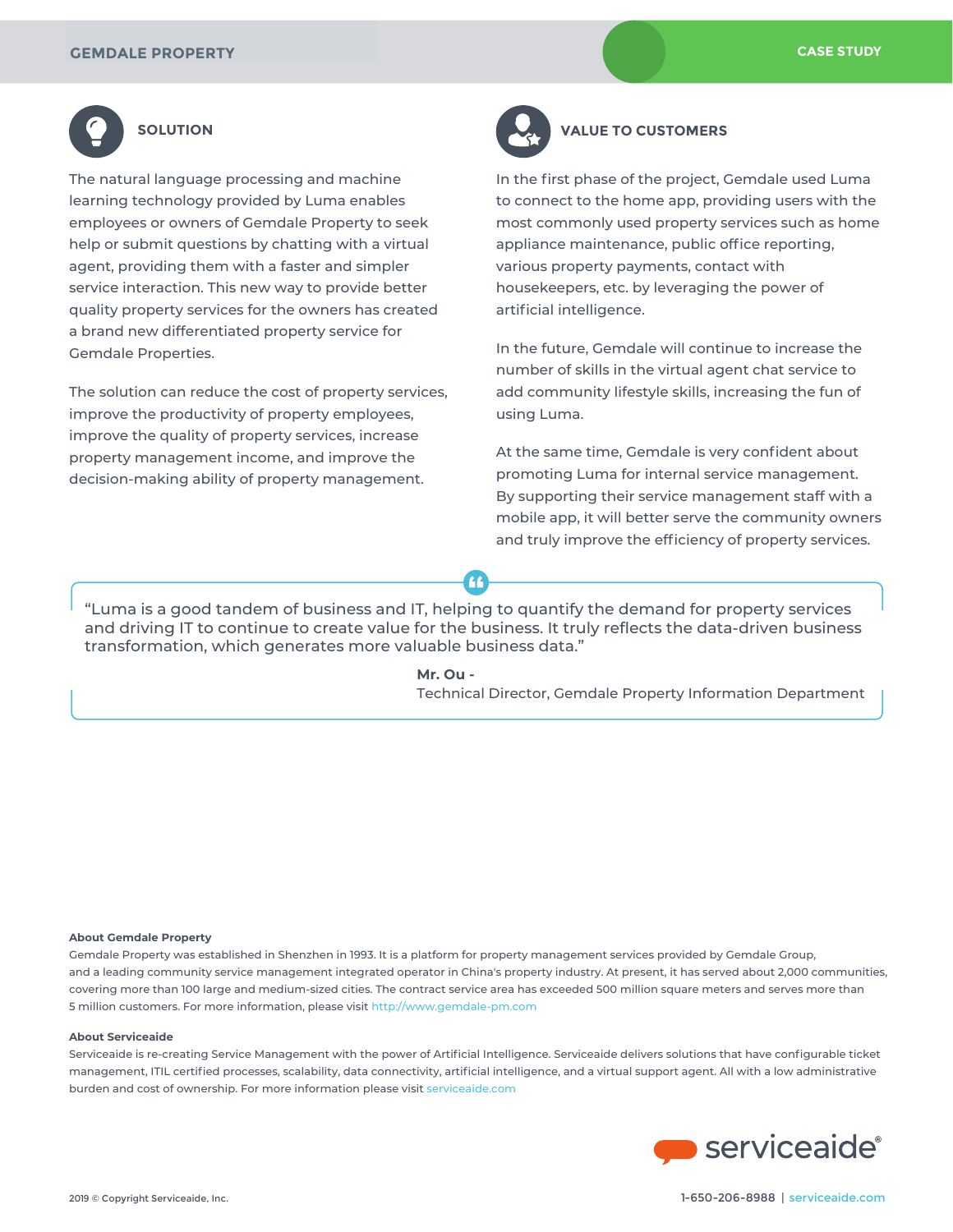## SOLUTION

The natural language processing and machine learning technology provided by Luma enables employees or owners of Gemdale Property to seek help or submit questions by chatting with a virtual agent, providing them with a faster and simpler service interaction. This new way to provide better quality property services for the owners has created a brand new differentiated property service for Gemdale Properties.

The solution can reduce the cost of property services, improve the productivity of property employees, improve the quality of property services, increase property management income, and improve the decision-making ability of property management.

## VALUE TO CUSTOMERS

In the first phase of the project, Gemdale used Luma to connect to the home app, providing users with the most commonly used property services such as home appliance maintenance, public office reporting, various property payments, contact with housekeepers, etc. by leveraging the power of artificial intelligence.

In the future, Gemdale will continue to increase the number of skills in the virtual agent chat service to add community lifestyle skills, increasing the fun of using Luma.

At the same time, Gemdale is very confident about promoting Luma for internal service management. By supporting their service management staff with a mobile app, it will better serve the community owners and truly improve the efficiency of property services.

> “Luma is a good tandem of business and IT, helping to quantify the demand for property services and driving IT to continue to create value for the business. It truly reflects the data-driven business transformation, which generates more valuable business data.”
>
> **Mr. Ou -**
> Technical Director, Gemdale Property Information Department

**About Gemdale Property**

Gemdale Property was established in Shenzhen in 1993. It is a platform for property management services provided by Gemdale Group, and a leading community service management integrated operator in China's property industry. At present, it has served about 2,000 communities, covering more than 100 large and medium-sized cities. The contract service area has exceeded 500 million square meters and serves more than 5 million customers. For more information, please visit http://www.gemdale-pm.com

**About Serviceaide**

Serviceaide is re-creating Service Management with the power of Artificial Intelligence. Serviceaide delivers solutions that have configurable ticket management, ITIL certified processes, scalability, data connectivity, artificial intelligence, and a virtual support agent. All with a low administrative burden and cost of ownership. For more information please visit serviceaide.com

serviceaide®

2019 © Copyright Serviceaide, Inc.

1-650-206-8988 | serviceaide.com